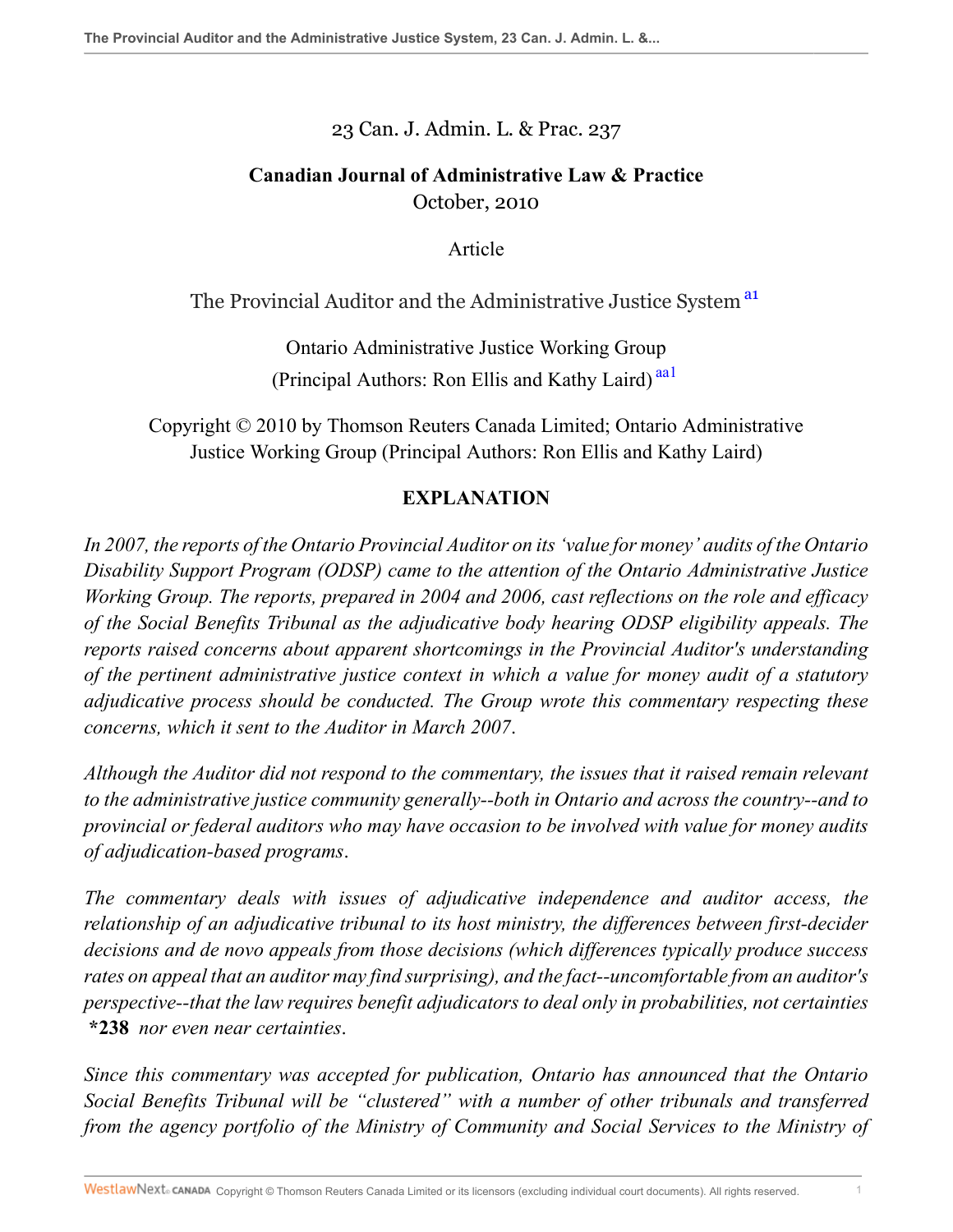23 Can. J. Admin. L. & Prac. 237

**Canadian Journal of Administrative Law & Practice**
October, 2010

Article

# The Provincial Auditor and the Administrative Justice System [a1]

Ontario Administrative Justice Working Group
(Principal Authors: Ron Ellis and Kathy Laird) [aa1]

Copyright © 2010 by Thomson Reuters Canada Limited; Ontario Administrative Justice Working Group (Principal Authors: Ron Ellis and Kathy Laird)

## EXPLANATION

*In 2007, the reports of the Ontario Provincial Auditor on its 'value for money' audits of the Ontario Disability Support Program (ODSP) came to the attention of the Ontario Administrative Justice Working Group. The reports, prepared in 2004 and 2006, cast reflections on the role and efficacy of the Social Benefits Tribunal as the adjudicative body hearing ODSP eligibility appeals. The reports raised concerns about apparent shortcomings in the Provincial Auditor's understanding of the pertinent administrative justice context in which a value for money audit of a statutory adjudicative process should be conducted. The Group wrote this commentary respecting these concerns, which it sent to the Auditor in March 2007.*

*Although the Auditor did not respond to the commentary, the issues that it raised remain relevant to the administrative justice community generally--both in Ontario and across the country--and to provincial or federal auditors who may have occasion to be involved with value for money audits of adjudication-based programs.*

*The commentary deals with issues of adjudicative independence and auditor access, the relationship of an adjudicative tribunal to its host ministry, the differences between first-decider decisions and de novo appeals from those decisions (which differences typically produce success rates on appeal that an auditor may find surprising), and the fact--uncomfortable from an auditor's perspective--that the law requires benefit adjudicators to deal only in probabilities, not certainties* **\*238** *nor even near certainties.*

*Since this commentary was accepted for publication, Ontario has announced that the Ontario Social Benefits Tribunal will be "clustered" with a number of other tribunals and transferred from the agency portfolio of the Ministry of Community and Social Services to the Ministry of*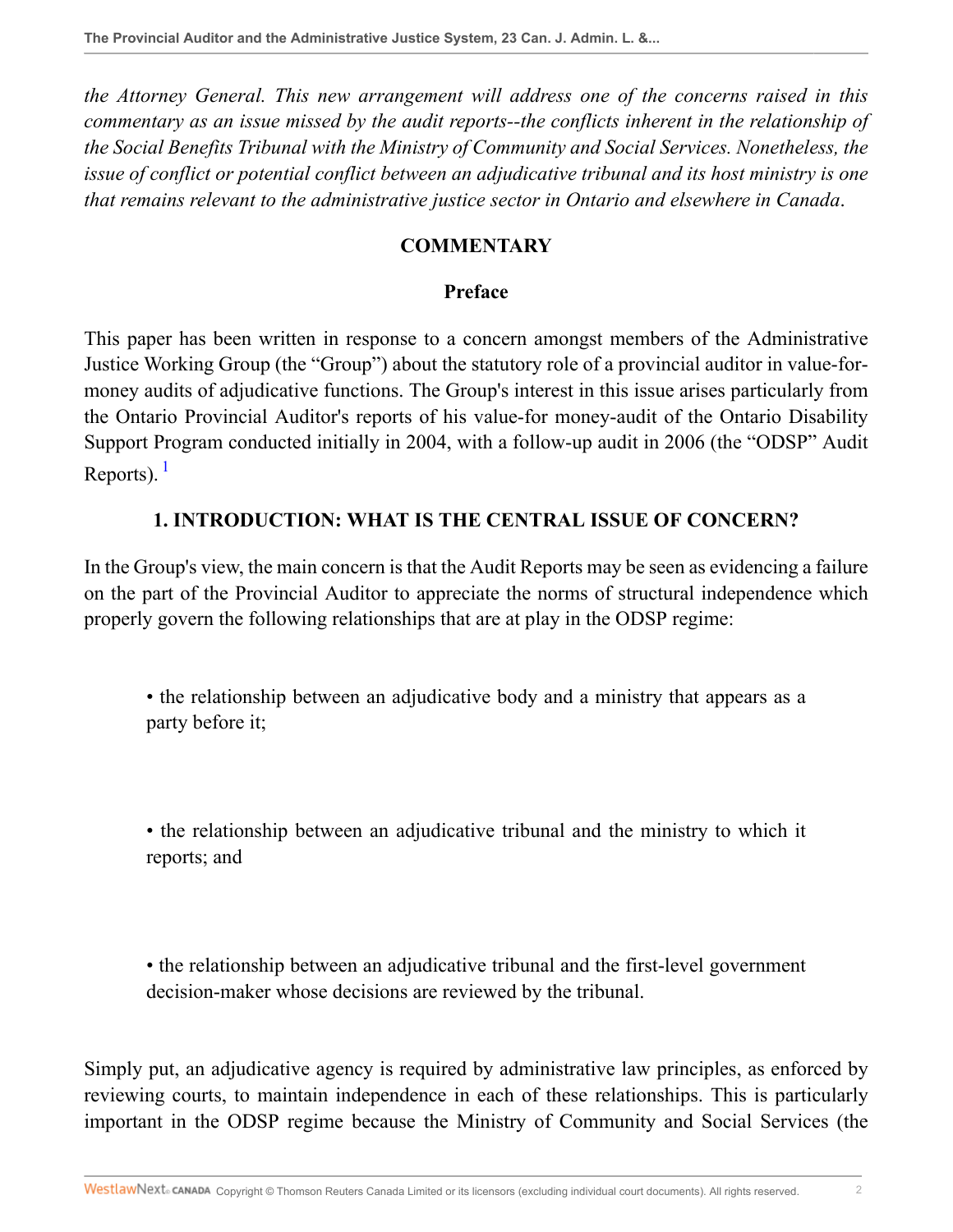*the Attorney General. This new arrangement will address one of the concerns raised in this commentary as an issue missed by the audit reports--the conflicts inherent in the relationship of the Social Benefits Tribunal with the Ministry of Community and Social Services. Nonetheless, the issue of conflict or potential conflict between an adjudicative tribunal and its host ministry is one that remains relevant to the administrative justice sector in Ontario and elsewhere in Canada.*

## COMMENTARY

### Preface

This paper has been written in response to a concern amongst members of the Administrative Justice Working Group (the "Group") about the statutory role of a provincial auditor in value-for-money audits of adjudicative functions. The Group's interest in this issue arises particularly from the Ontario Provincial Auditor's reports of his value-for money-audit of the Ontario Disability Support Program conducted initially in 2004, with a follow-up audit in 2006 (the "ODSP" Audit Reports). [1]

### 1. INTRODUCTION: WHAT IS THE CENTRAL ISSUE OF CONCERN?

In the Group's view, the main concern is that the Audit Reports may be seen as evidencing a failure on the part of the Provincial Auditor to appreciate the norms of structural independence which properly govern the following relationships that are at play in the ODSP regime:

- the relationship between an adjudicative body and a ministry that appears as a party before it;
- the relationship between an adjudicative tribunal and the ministry to which it reports; and
- the relationship between an adjudicative tribunal and the first-level government decision-maker whose decisions are reviewed by the tribunal.

Simply put, an adjudicative agency is required by administrative law principles, as enforced by reviewing courts, to maintain independence in each of these relationships. This is particularly important in the ODSP regime because the Ministry of Community and Social Services (the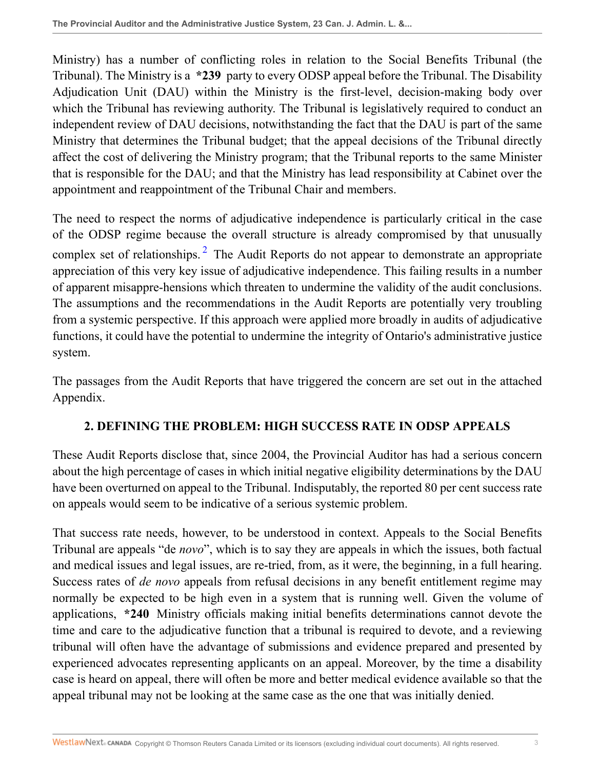Ministry) has a number of conflicting roles in relation to the Social Benefits Tribunal (the Tribunal). The Ministry is a **\*239** party to every ODSP appeal before the Tribunal. The Disability Adjudication Unit (DAU) within the Ministry is the first-level, decision-making body over which the Tribunal has reviewing authority. The Tribunal is legislatively required to conduct an independent review of DAU decisions, notwithstanding the fact that the DAU is part of the same Ministry that determines the Tribunal budget; that the appeal decisions of the Tribunal directly affect the cost of delivering the Ministry program; that the Tribunal reports to the same Minister that is responsible for the DAU; and that the Ministry has lead responsibility at Cabinet over the appointment and reappointment of the Tribunal Chair and members.

The need to respect the norms of adjudicative independence is particularly critical in the case of the ODSP regime because the overall structure is already compromised by that unusually complex set of relationships.[2] The Audit Reports do not appear to demonstrate an appropriate appreciation of this very key issue of adjudicative independence. This failing results in a number of apparent misappre-hensions which threaten to undermine the validity of the audit conclusions. The assumptions and the recommendations in the Audit Reports are potentially very troubling from a systemic perspective. If this approach were applied more broadly in audits of adjudicative functions, it could have the potential to undermine the integrity of Ontario's administrative justice system.

The passages from the Audit Reports that have triggered the concern are set out in the attached Appendix.

## 2. DEFINING THE PROBLEM: HIGH SUCCESS RATE IN ODSP APPEALS

These Audit Reports disclose that, since 2004, the Provincial Auditor has had a serious concern about the high percentage of cases in which initial negative eligibility determinations by the DAU have been overturned on appeal to the Tribunal. Indisputably, the reported 80 per cent success rate on appeals would seem to be indicative of a serious systemic problem.

That success rate needs, however, to be understood in context. Appeals to the Social Benefits Tribunal are appeals "de *novo*", which is to say they are appeals in which the issues, both factual and medical issues and legal issues, are re-tried, from, as it were, the beginning, in a full hearing. Success rates of *de novo* appeals from refusal decisions in any benefit entitlement regime may normally be expected to be high even in a system that is running well. Given the volume of applications, **\*240** Ministry officials making initial benefits determinations cannot devote the time and care to the adjudicative function that a tribunal is required to devote, and a reviewing tribunal will often have the advantage of submissions and evidence prepared and presented by experienced advocates representing applicants on an appeal. Moreover, by the time a disability case is heard on appeal, there will often be more and better medical evidence available so that the appeal tribunal may not be looking at the same case as the one that was initially denied.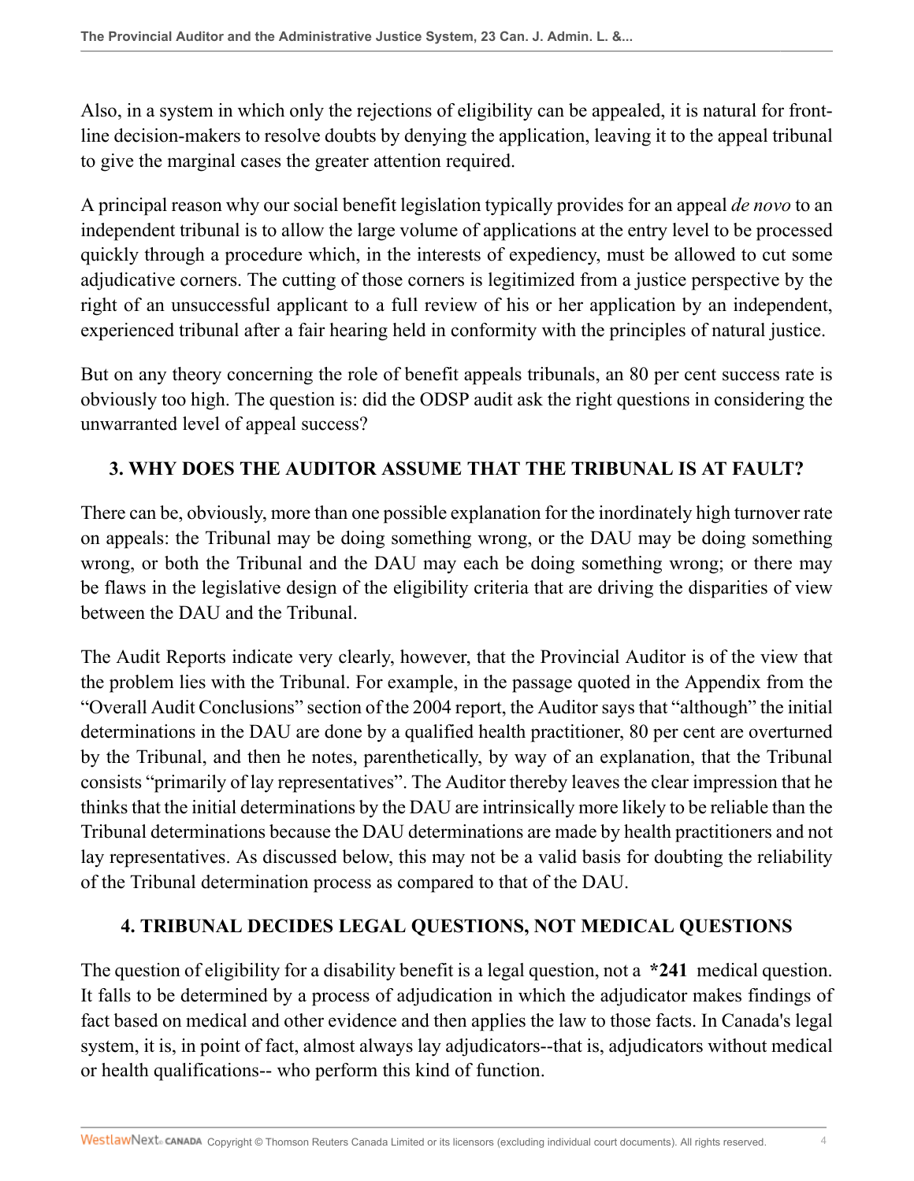Also, in a system in which only the rejections of eligibility can be appealed, it is natural for front-line decision-makers to resolve doubts by denying the application, leaving it to the appeal tribunal to give the marginal cases the greater attention required.

A principal reason why our social benefit legislation typically provides for an appeal *de novo* to an independent tribunal is to allow the large volume of applications at the entry level to be processed quickly through a procedure which, in the interests of expediency, must be allowed to cut some adjudicative corners. The cutting of those corners is legitimized from a justice perspective by the right of an unsuccessful applicant to a full review of his or her application by an independent, experienced tribunal after a fair hearing held in conformity with the principles of natural justice.

But on any theory concerning the role of benefit appeals tribunals, an 80 per cent success rate is obviously too high. The question is: did the ODSP audit ask the right questions in considering the unwarranted level of appeal success?

## 3. WHY DOES THE AUDITOR ASSUME THAT THE TRIBUNAL IS AT FAULT?

There can be, obviously, more than one possible explanation for the inordinately high turnover rate on appeals: the Tribunal may be doing something wrong, or the DAU may be doing something wrong, or both the Tribunal and the DAU may each be doing something wrong; or there may be flaws in the legislative design of the eligibility criteria that are driving the disparities of view between the DAU and the Tribunal.

The Audit Reports indicate very clearly, however, that the Provincial Auditor is of the view that the problem lies with the Tribunal. For example, in the passage quoted in the Appendix from the "Overall Audit Conclusions" section of the 2004 report, the Auditor says that "although" the initial determinations in the DAU are done by a qualified health practitioner, 80 per cent are overturned by the Tribunal, and then he notes, parenthetically, by way of an explanation, that the Tribunal consists "primarily of lay representatives". The Auditor thereby leaves the clear impression that he thinks that the initial determinations by the DAU are intrinsically more likely to be reliable than the Tribunal determinations because the DAU determinations are made by health practitioners and not lay representatives. As discussed below, this may not be a valid basis for doubting the reliability of the Tribunal determination process as compared to that of the DAU.

## 4. TRIBUNAL DECIDES LEGAL QUESTIONS, NOT MEDICAL QUESTIONS

The question of eligibility for a disability benefit is a legal question, not a **\*241** medical question. It falls to be determined by a process of adjudication in which the adjudicator makes findings of fact based on medical and other evidence and then applies the law to those facts. In Canada's legal system, it is, in point of fact, almost always lay adjudicators--that is, adjudicators without medical or health qualifications-- who perform this kind of function.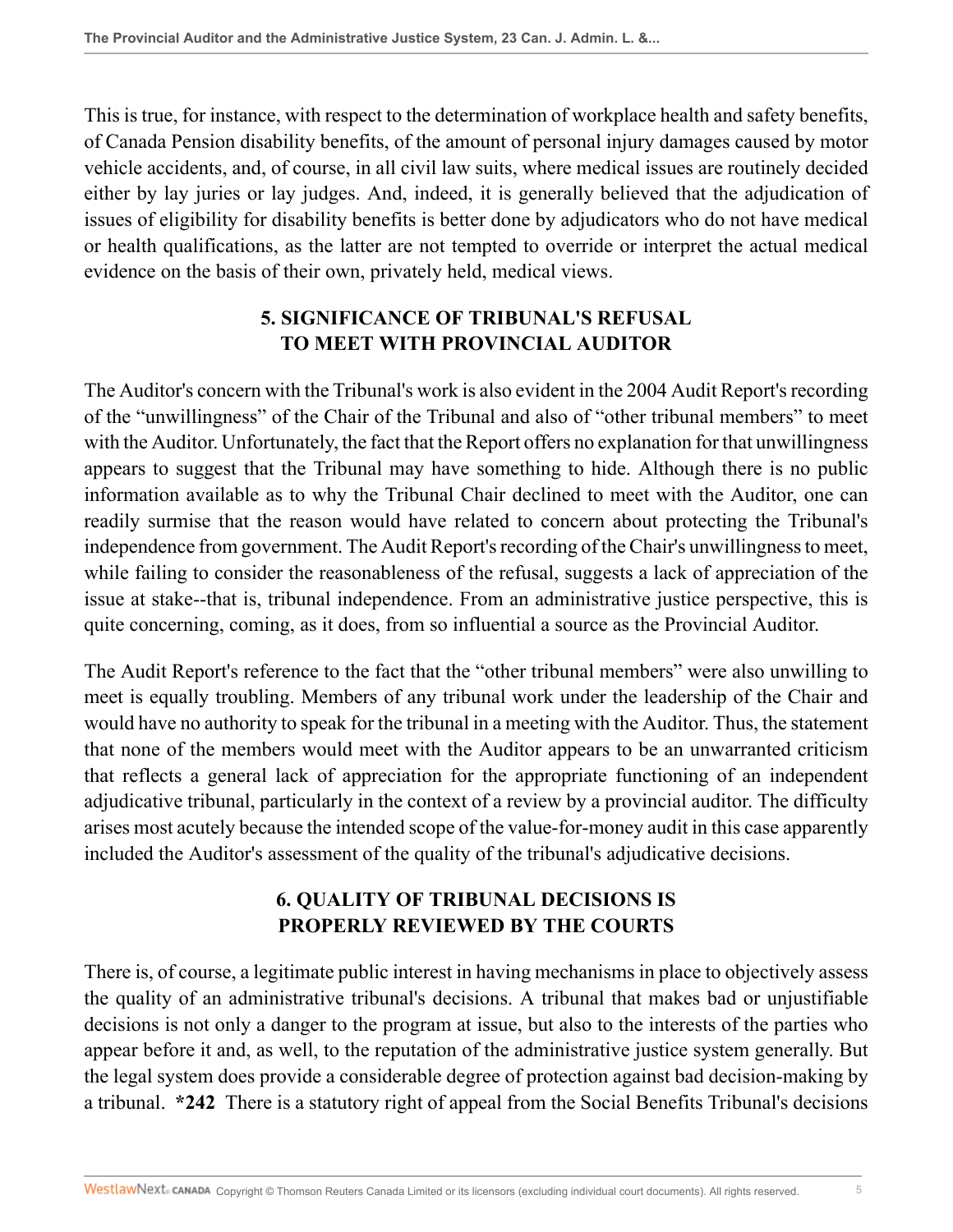This is true, for instance, with respect to the determination of workplace health and safety benefits, of Canada Pension disability benefits, of the amount of personal injury damages caused by motor vehicle accidents, and, of course, in all civil law suits, where medical issues are routinely decided either by lay juries or lay judges. And, indeed, it is generally believed that the adjudication of issues of eligibility for disability benefits is better done by adjudicators who do not have medical or health qualifications, as the latter are not tempted to override or interpret the actual medical evidence on the basis of their own, privately held, medical views.

## 5. SIGNIFICANCE OF TRIBUNAL'S REFUSAL TO MEET WITH PROVINCIAL AUDITOR

The Auditor's concern with the Tribunal's work is also evident in the 2004 Audit Report's recording of the "unwillingness" of the Chair of the Tribunal and also of "other tribunal members" to meet with the Auditor. Unfortunately, the fact that the Report offers no explanation for that unwillingness appears to suggest that the Tribunal may have something to hide. Although there is no public information available as to why the Tribunal Chair declined to meet with the Auditor, one can readily surmise that the reason would have related to concern about protecting the Tribunal's independence from government. The Audit Report's recording of the Chair's unwillingness to meet, while failing to consider the reasonableness of the refusal, suggests a lack of appreciation of the issue at stake--that is, tribunal independence. From an administrative justice perspective, this is quite concerning, coming, as it does, from so influential a source as the Provincial Auditor.

The Audit Report's reference to the fact that the "other tribunal members" were also unwilling to meet is equally troubling. Members of any tribunal work under the leadership of the Chair and would have no authority to speak for the tribunal in a meeting with the Auditor. Thus, the statement that none of the members would meet with the Auditor appears to be an unwarranted criticism that reflects a general lack of appreciation for the appropriate functioning of an independent adjudicative tribunal, particularly in the context of a review by a provincial auditor. The difficulty arises most acutely because the intended scope of the value-for-money audit in this case apparently included the Auditor's assessment of the quality of the tribunal's adjudicative decisions.

## 6. QUALITY OF TRIBUNAL DECISIONS IS PROPERLY REVIEWED BY THE COURTS

There is, of course, a legitimate public interest in having mechanisms in place to objectively assess the quality of an administrative tribunal's decisions. A tribunal that makes bad or unjustifiable decisions is not only a danger to the program at issue, but also to the interests of the parties who appear before it and, as well, to the reputation of the administrative justice system generally. But the legal system does provide a considerable degree of protection against bad decision-making by a tribunal. **\*242** There is a statutory right of appeal from the Social Benefits Tribunal's decisions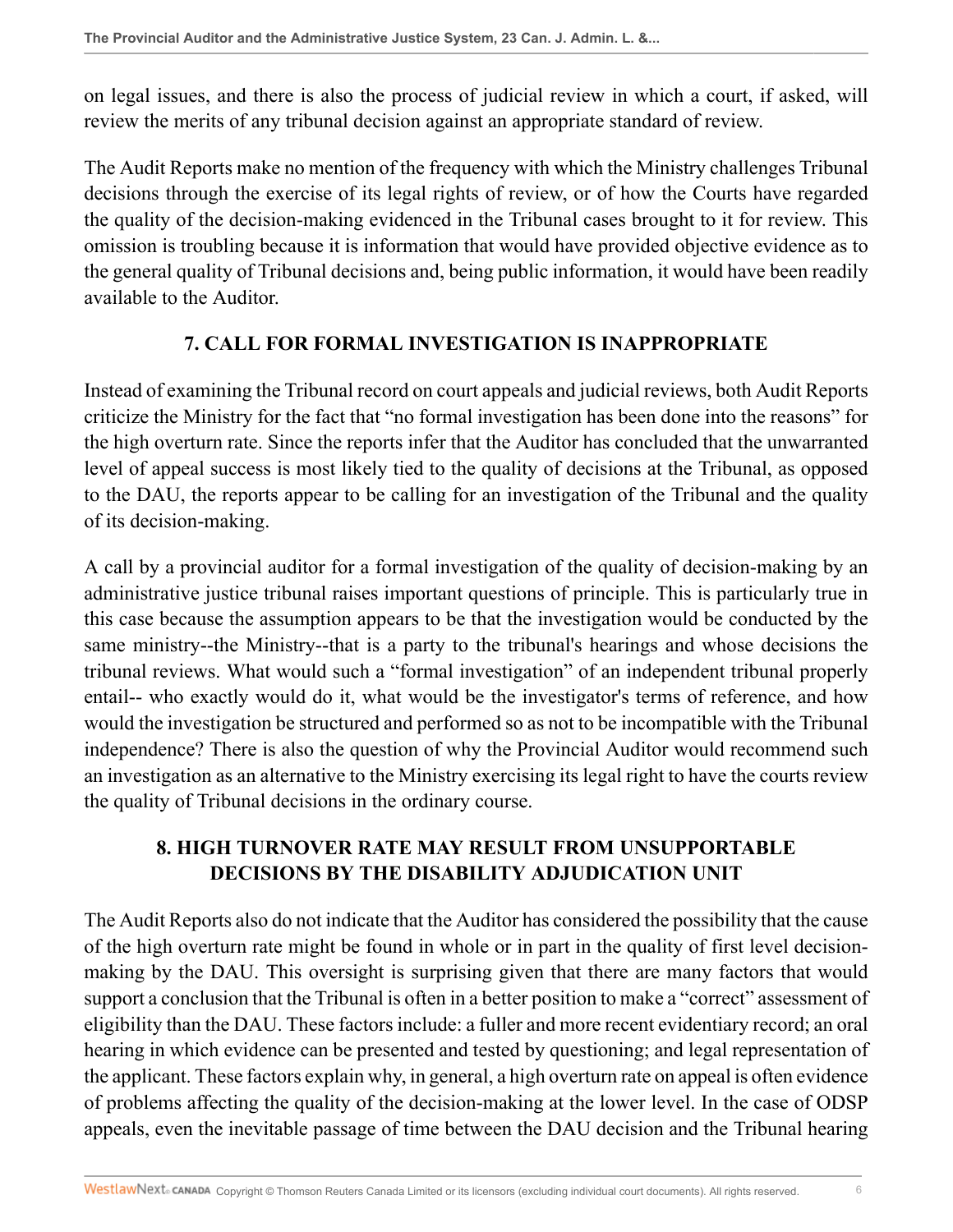on legal issues, and there is also the process of judicial review in which a court, if asked, will review the merits of any tribunal decision against an appropriate standard of review.

The Audit Reports make no mention of the frequency with which the Ministry challenges Tribunal decisions through the exercise of its legal rights of review, or of how the Courts have regarded the quality of the decision-making evidenced in the Tribunal cases brought to it for review. This omission is troubling because it is information that would have provided objective evidence as to the general quality of Tribunal decisions and, being public information, it would have been readily available to the Auditor.

## 7. CALL FOR FORMAL INVESTIGATION IS INAPPROPRIATE

Instead of examining the Tribunal record on court appeals and judicial reviews, both Audit Reports criticize the Ministry for the fact that "no formal investigation has been done into the reasons" for the high overturn rate. Since the reports infer that the Auditor has concluded that the unwarranted level of appeal success is most likely tied to the quality of decisions at the Tribunal, as opposed to the DAU, the reports appear to be calling for an investigation of the Tribunal and the quality of its decision-making.

A call by a provincial auditor for a formal investigation of the quality of decision-making by an administrative justice tribunal raises important questions of principle. This is particularly true in this case because the assumption appears to be that the investigation would be conducted by the same ministry--the Ministry--that is a party to the tribunal's hearings and whose decisions the tribunal reviews. What would such a "formal investigation" of an independent tribunal properly entail-- who exactly would do it, what would be the investigator's terms of reference, and how would the investigation be structured and performed so as not to be incompatible with the Tribunal independence? There is also the question of why the Provincial Auditor would recommend such an investigation as an alternative to the Ministry exercising its legal right to have the courts review the quality of Tribunal decisions in the ordinary course.

## 8. HIGH TURNOVER RATE MAY RESULT FROM UNSUPPORTABLE DECISIONS BY THE DISABILITY ADJUDICATION UNIT

The Audit Reports also do not indicate that the Auditor has considered the possibility that the cause of the high overturn rate might be found in whole or in part in the quality of first level decision-making by the DAU. This oversight is surprising given that there are many factors that would support a conclusion that the Tribunal is often in a better position to make a "correct" assessment of eligibility than the DAU. These factors include: a fuller and more recent evidentiary record; an oral hearing in which evidence can be presented and tested by questioning; and legal representation of the applicant. These factors explain why, in general, a high overturn rate on appeal is often evidence of problems affecting the quality of the decision-making at the lower level. In the case of ODSP appeals, even the inevitable passage of time between the DAU decision and the Tribunal hearing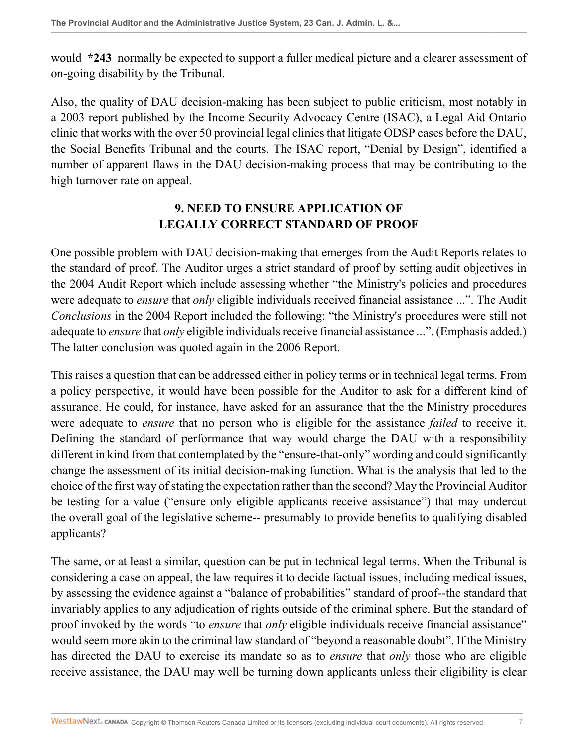would **\*243** normally be expected to support a fuller medical picture and a clearer assessment of on-going disability by the Tribunal.

Also, the quality of DAU decision-making has been subject to public criticism, most notably in a 2003 report published by the Income Security Advocacy Centre (ISAC), a Legal Aid Ontario clinic that works with the over 50 provincial legal clinics that litigate ODSP cases before the DAU, the Social Benefits Tribunal and the courts. The ISAC report, "Denial by Design", identified a number of apparent flaws in the DAU decision-making process that may be contributing to the high turnover rate on appeal.

## 9. NEED TO ENSURE APPLICATION OF LEGALLY CORRECT STANDARD OF PROOF

One possible problem with DAU decision-making that emerges from the Audit Reports relates to the standard of proof. The Auditor urges a strict standard of proof by setting audit objectives in the 2004 Audit Report which include assessing whether "the Ministry's policies and procedures were adequate to *ensure* that *only* eligible individuals received financial assistance ...". The Audit *Conclusions* in the 2004 Report included the following: "the Ministry's procedures were still not adequate to *ensure* that *only* eligible individuals receive financial assistance ...". (Emphasis added.) The latter conclusion was quoted again in the 2006 Report.

This raises a question that can be addressed either in policy terms or in technical legal terms. From a policy perspective, it would have been possible for the Auditor to ask for a different kind of assurance. He could, for instance, have asked for an assurance that the the Ministry procedures were adequate to *ensure* that no person who is eligible for the assistance *failed* to receive it. Defining the standard of performance that way would charge the DAU with a responsibility different in kind from that contemplated by the "ensure-that-only" wording and could significantly change the assessment of its initial decision-making function. What is the analysis that led to the choice of the first way of stating the expectation rather than the second? May the Provincial Auditor be testing for a value ("ensure only eligible applicants receive assistance") that may undercut the overall goal of the legislative scheme-- presumably to provide benefits to qualifying disabled applicants?

The same, or at least a similar, question can be put in technical legal terms. When the Tribunal is considering a case on appeal, the law requires it to decide factual issues, including medical issues, by assessing the evidence against a "balance of probabilities" standard of proof--the standard that invariably applies to any adjudication of rights outside of the criminal sphere. But the standard of proof invoked by the words "to *ensure* that *only* eligible individuals receive financial assistance" would seem more akin to the criminal law standard of "beyond a reasonable doubt". If the Ministry has directed the DAU to exercise its mandate so as to *ensure* that *only* those who are eligible receive assistance, the DAU may well be turning down applicants unless their eligibility is clear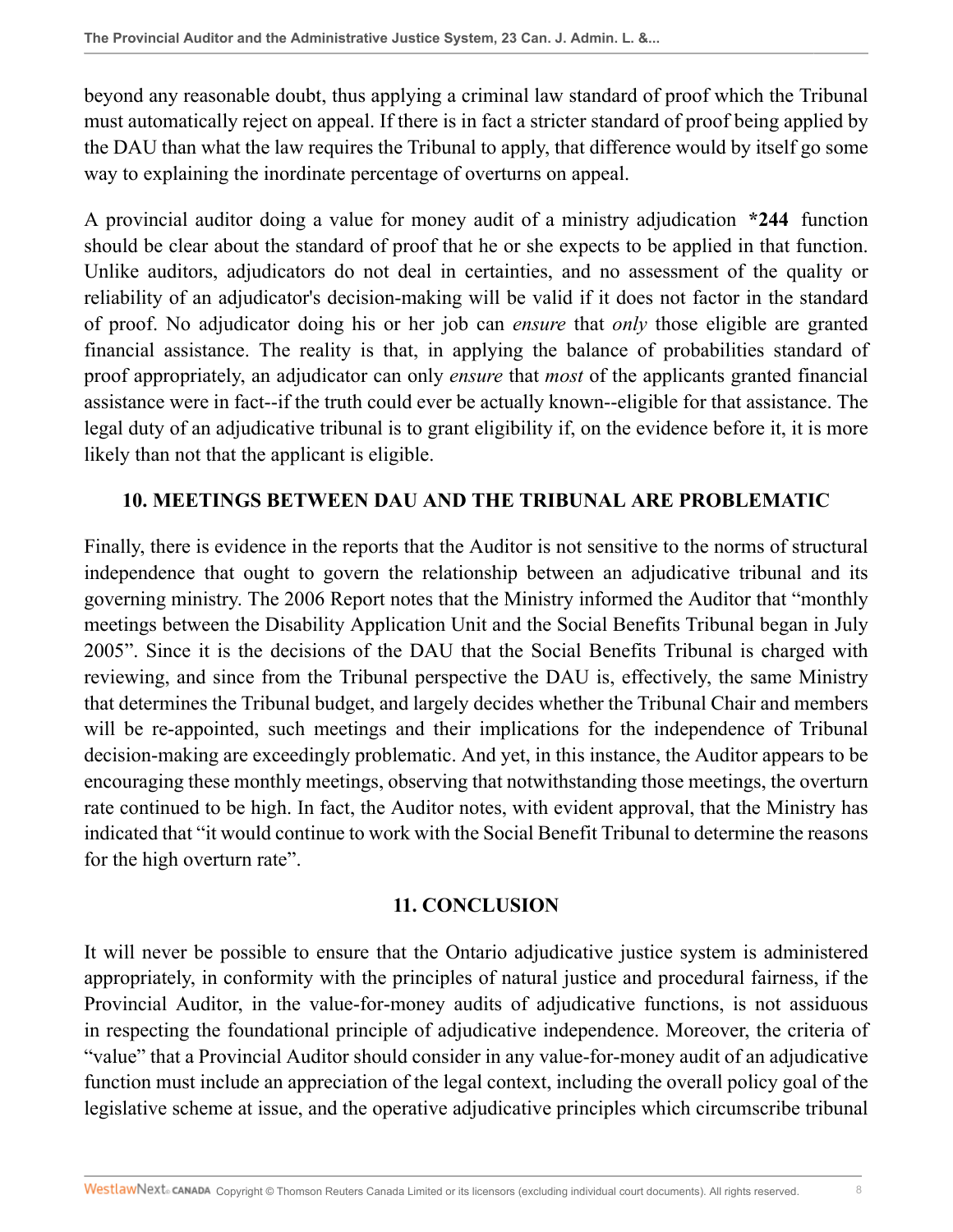beyond any reasonable doubt, thus applying a criminal law standard of proof which the Tribunal must automatically reject on appeal. If there is in fact a stricter standard of proof being applied by the DAU than what the law requires the Tribunal to apply, that difference would by itself go some way to explaining the inordinate percentage of overturns on appeal.

A provincial auditor doing a value for money audit of a ministry adjudication **\*244** function should be clear about the standard of proof that he or she expects to be applied in that function. Unlike auditors, adjudicators do not deal in certainties, and no assessment of the quality or reliability of an adjudicator's decision-making will be valid if it does not factor in the standard of proof. No adjudicator doing his or her job can *ensure* that *only* those eligible are granted financial assistance. The reality is that, in applying the balance of probabilities standard of proof appropriately, an adjudicator can only *ensure* that *most* of the applicants granted financial assistance were in fact--if the truth could ever be actually known--eligible for that assistance. The legal duty of an adjudicative tribunal is to grant eligibility if, on the evidence before it, it is more likely than not that the applicant is eligible.

## 10. MEETINGS BETWEEN DAU AND THE TRIBUNAL ARE PROBLEMATIC

Finally, there is evidence in the reports that the Auditor is not sensitive to the norms of structural independence that ought to govern the relationship between an adjudicative tribunal and its governing ministry. The 2006 Report notes that the Ministry informed the Auditor that "monthly meetings between the Disability Application Unit and the Social Benefits Tribunal began in July 2005". Since it is the decisions of the DAU that the Social Benefits Tribunal is charged with reviewing, and since from the Tribunal perspective the DAU is, effectively, the same Ministry that determines the Tribunal budget, and largely decides whether the Tribunal Chair and members will be re-appointed, such meetings and their implications for the independence of Tribunal decision-making are exceedingly problematic. And yet, in this instance, the Auditor appears to be encouraging these monthly meetings, observing that notwithstanding those meetings, the overturn rate continued to be high. In fact, the Auditor notes, with evident approval, that the Ministry has indicated that "it would continue to work with the Social Benefit Tribunal to determine the reasons for the high overturn rate".

## 11. CONCLUSION

It will never be possible to ensure that the Ontario adjudicative justice system is administered appropriately, in conformity with the principles of natural justice and procedural fairness, if the Provincial Auditor, in the value-for-money audits of adjudicative functions, is not assiduous in respecting the foundational principle of adjudicative independence. Moreover, the criteria of "value" that a Provincial Auditor should consider in any value-for-money audit of an adjudicative function must include an appreciation of the legal context, including the overall policy goal of the legislative scheme at issue, and the operative adjudicative principles which circumscribe tribunal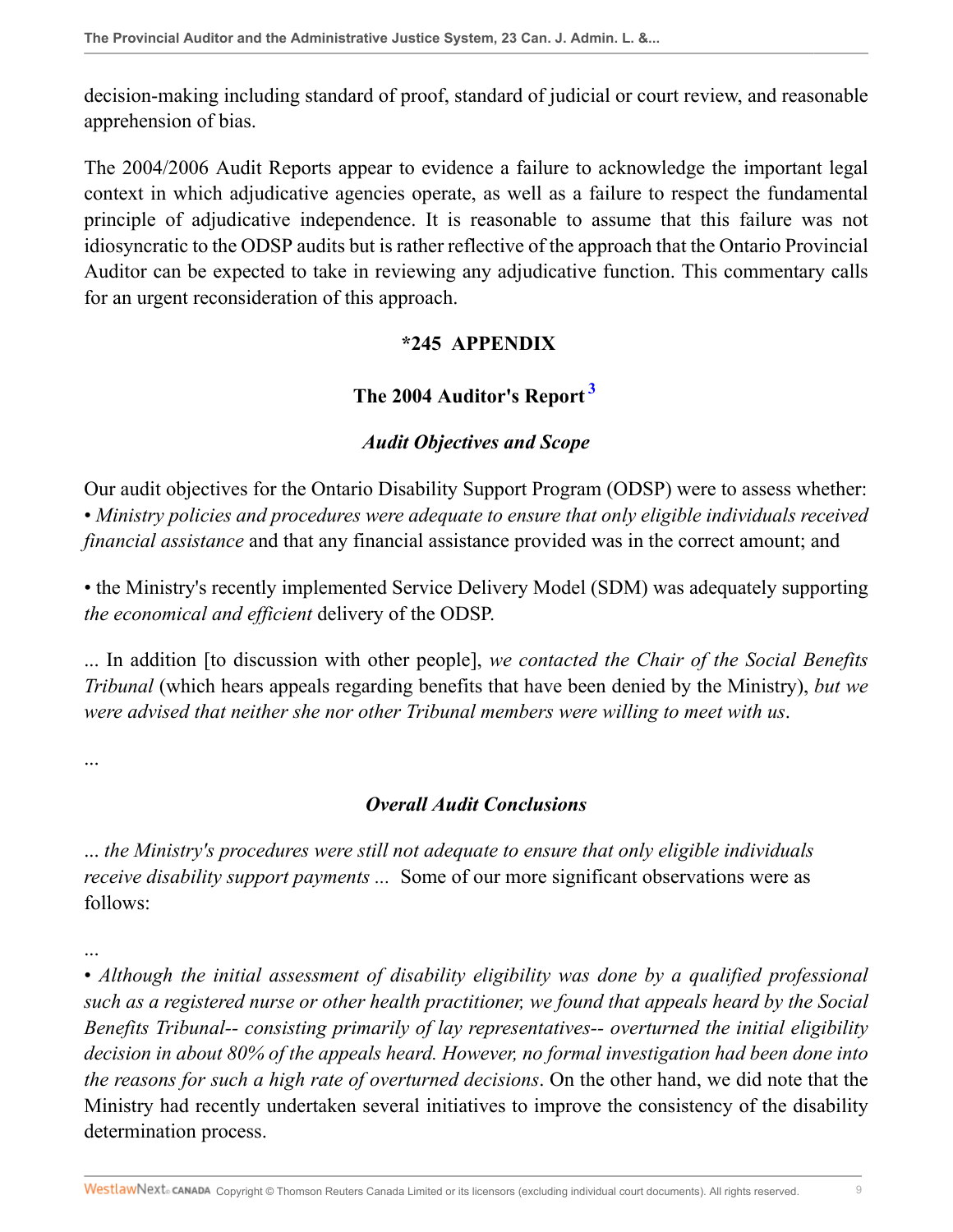decision-making including standard of proof, standard of judicial or court review, and reasonable apprehension of bias.

The 2004/2006 Audit Reports appear to evidence a failure to acknowledge the important legal context in which adjudicative agencies operate, as well as a failure to respect the fundamental principle of adjudicative independence. It is reasonable to assume that this failure was not idiosyncratic to the ODSP audits but is rather reflective of the approach that the Ontario Provincial Auditor can be expected to take in reviewing any adjudicative function. This commentary calls for an urgent reconsideration of this approach.

## *245 APPENDIX

### The 2004 Auditor's Report [3]

#### *Audit Objectives and Scope*

Our audit objectives for the Ontario Disability Support Program (ODSP) were to assess whether:
• *Ministry policies and procedures were adequate to ensure that only eligible individuals received financial assistance* and that any financial assistance provided was in the correct amount; and

• the Ministry's recently implemented Service Delivery Model (SDM) was adequately supporting *the economical and efficient* delivery of the ODSP.

... In addition [to discussion with other people], *we contacted the Chair of the Social Benefits Tribunal* (which hears appeals regarding benefits that have been denied by the Ministry), *but we were advised that neither she nor other Tribunal members were willing to meet with us*.

...

#### *Overall Audit Conclusions*

*... the Ministry's procedures were still not adequate to ensure that only eligible individuals receive disability support payments ...* Some of our more significant observations were as follows:

...
• *Although the initial assessment of disability eligibility was done by a qualified professional such as a registered nurse or other health practitioner, we found that appeals heard by the Social Benefits Tribunal-- consisting primarily of lay representatives-- overturned the initial eligibility decision in about 80% of the appeals heard. However, no formal investigation had been done into the reasons for such a high rate of overturned decisions*. On the other hand, we did note that the Ministry had recently undertaken several initiatives to improve the consistency of the disability determination process.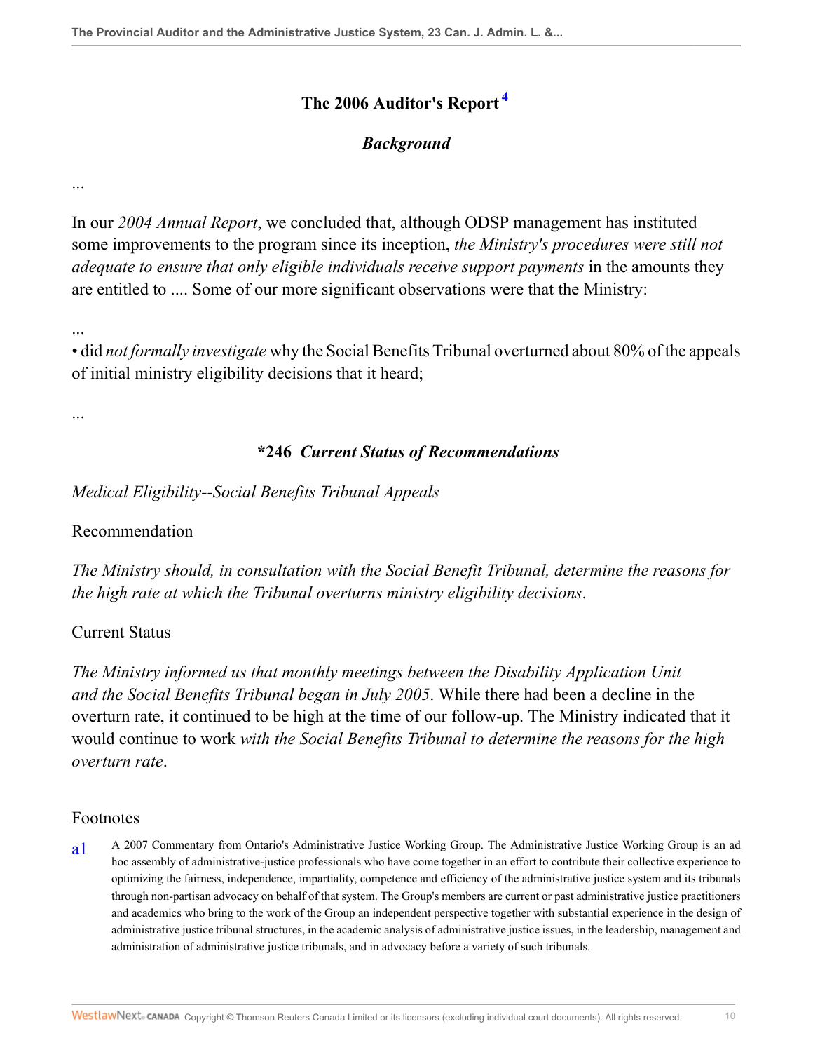## The 2006 Auditor's Report [4]

### *Background*

...

In our *2004 Annual Report*, we concluded that, although ODSP management has instituted some improvements to the program since its inception, *the Ministry's procedures were still not adequate to ensure that only eligible individuals receive support payments* in the amounts they are entitled to .... Some of our more significant observations were that the Ministry:

...

• did *not formally investigate* why the Social Benefits Tribunal overturned about 80% of the appeals of initial ministry eligibility decisions that it heard;

...

### *246 *Current Status of Recommendations*

*Medical Eligibility--Social Benefits Tribunal Appeals*

Recommendation

*The Ministry should, in consultation with the Social Benefit Tribunal, determine the reasons for the high rate at which the Tribunal overturns ministry eligibility decisions*.

Current Status

*The Ministry informed us that monthly meetings between the Disability Application Unit and the Social Benefits Tribunal began in July 2005*. While there had been a decline in the overturn rate, it continued to be high at the time of our follow-up. The Ministry indicated that it would continue to work *with the Social Benefits Tribunal to determine the reasons for the high overturn rate*.

Footnotes

a1 A 2007 Commentary from Ontario's Administrative Justice Working Group. The Administrative Justice Working Group is an ad hoc assembly of administrative-justice professionals who have come together in an effort to contribute their collective experience to optimizing the fairness, independence, impartiality, competence and efficiency of the administrative justice system and its tribunals through non-partisan advocacy on behalf of that system. The Group's members are current or past administrative justice practitioners and academics who bring to the work of the Group an independent perspective together with substantial experience in the design of administrative justice tribunal structures, in the academic analysis of administrative justice issues, in the leadership, management and administration of administrative justice tribunals, and in advocacy before a variety of such tribunals.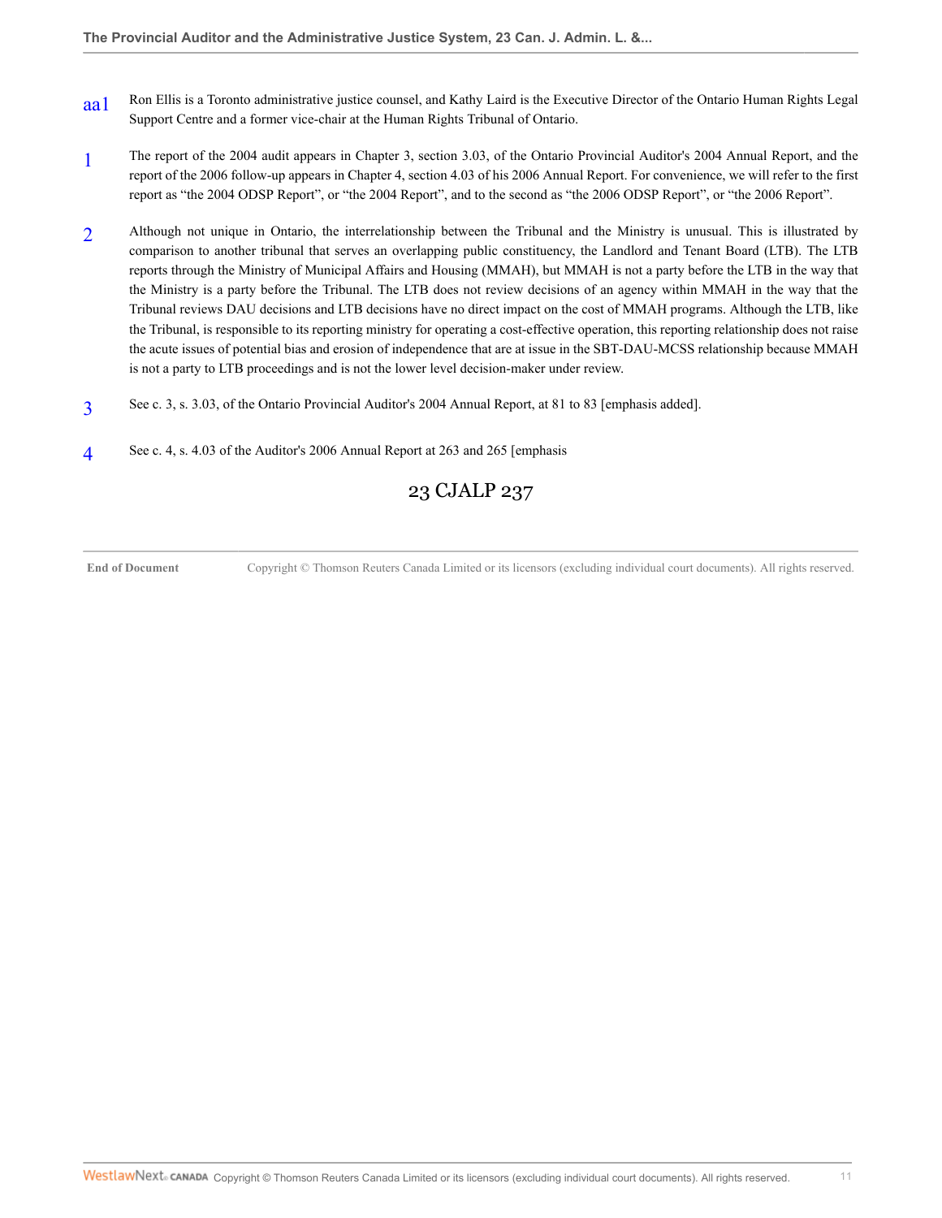aa1 Ron Ellis is a Toronto administrative justice counsel, and Kathy Laird is the Executive Director of the Ontario Human Rights Legal Support Centre and a former vice-chair at the Human Rights Tribunal of Ontario.

1 The report of the 2004 audit appears in Chapter 3, section 3.03, of the Ontario Provincial Auditor's 2004 Annual Report, and the report of the 2006 follow-up appears in Chapter 4, section 4.03 of his 2006 Annual Report. For convenience, we will refer to the first report as "the 2004 ODSP Report", or "the 2004 Report", and to the second as "the 2006 ODSP Report", or "the 2006 Report".

2 Although not unique in Ontario, the interrelationship between the Tribunal and the Ministry is unusual. This is illustrated by comparison to another tribunal that serves an overlapping public constituency, the Landlord and Tenant Board (LTB). The LTB reports through the Ministry of Municipal Affairs and Housing (MMAH), but MMAH is not a party before the LTB in the way that the Ministry is a party before the Tribunal. The LTB does not review decisions of an agency within MMAH in the way that the Tribunal reviews DAU decisions and LTB decisions have no direct impact on the cost of MMAH programs. Although the LTB, like the Tribunal, is responsible to its reporting ministry for operating a cost-effective operation, this reporting relationship does not raise the acute issues of potential bias and erosion of independence that are at issue in the SBT-DAU-MCSS relationship because MMAH is not a party to LTB proceedings and is not the lower level decision-maker under review.

3 See c. 3, s. 3.03, of the Ontario Provincial Auditor's 2004 Annual Report, at 81 to 83 [emphasis added].

4 See c. 4, s. 4.03 of the Auditor's 2006 Annual Report at 263 and 265 [emphasis

23 CJALP 237

End of Document Copyright © Thomson Reuters Canada Limited or its licensors (excluding individual court documents). All rights reserved.